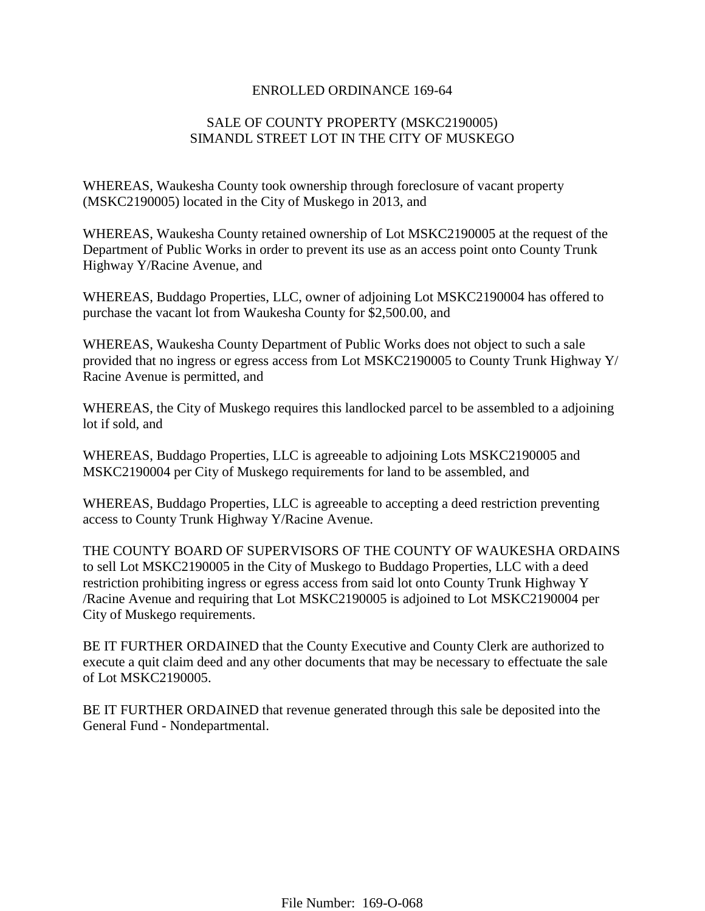# ENROLLED ORDINANCE 169-64

## SALE OF COUNTY PROPERTY (MSKC2190005) SIMANDL STREET LOT IN THE CITY OF MUSKEGO

WHEREAS, Waukesha County took ownership through foreclosure of vacant property (MSKC2190005) located in the City of Muskego in 2013, and

WHEREAS, Waukesha County retained ownership of Lot MSKC2190005 at the request of the Department of Public Works in order to prevent its use as an access point onto County Trunk Highway Y/Racine Avenue, and

WHEREAS, Buddago Properties, LLC, owner of adjoining Lot MSKC2190004 has offered to purchase the vacant lot from Waukesha County for $2,500.00, and

WHEREAS, Waukesha County Department of Public Works does not object to such a sale provided that no ingress or egress access from Lot MSKC2190005 to County Trunk Highway Y/ Racine Avenue is permitted, and

WHEREAS, the City of Muskego requires this landlocked parcel to be assembled to a adjoining lot if sold, and

WHEREAS, Buddago Properties, LLC is agreeable to adjoining Lots MSKC2190005 and MSKC2190004 per City of Muskego requirements for land to be assembled, and

WHEREAS, Buddago Properties, LLC is agreeable to accepting a deed restriction preventing access to County Trunk Highway Y/Racine Avenue.

THE COUNTY BOARD OF SUPERVISORS OF THE COUNTY OF WAUKESHA ORDAINS to sell Lot MSKC2190005 in the City of Muskego to Buddago Properties, LLC with a deed restriction prohibiting ingress or egress access from said lot onto County Trunk Highway Y /Racine Avenue and requiring that Lot MSKC2190005 is adjoined to Lot MSKC2190004 per City of Muskego requirements.

BE IT FURTHER ORDAINED that the County Executive and County Clerk are authorized to execute a quit claim deed and any other documents that may be necessary to effectuate the sale of Lot MSKC2190005.

BE IT FURTHER ORDAINED that revenue generated through this sale be deposited into the General Fund - Nondepartmental.

File Number: 169-O-068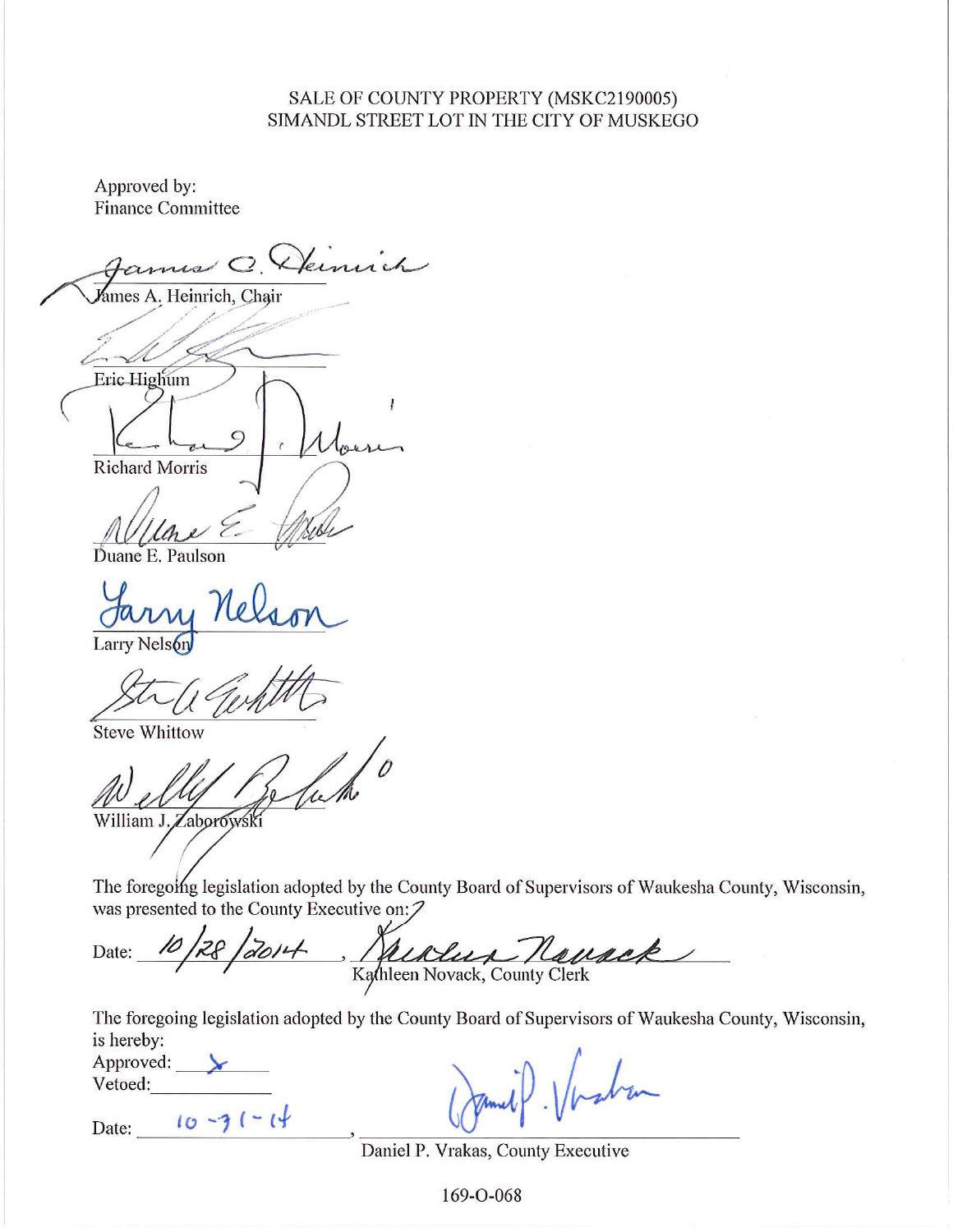SALE OF COUNTY PROPERTY (MSKC2190005)
SIMANDL STREET LOT IN THE CITY OF MUSKEGO

Approved by:
Finance Committee

James A. Heinrich, Chair

Eric Highum

Richard Morris

Duane E. Paulson

Larry Nelson

Steve Whittow

William J. Zaborowski

The foregoing legislation adopted by the County Board of Supervisors of Waukesha County, Wisconsin, was presented to the County Executive on:

Date: 10/28/2014, Kathleen Novack, County Clerk

The foregoing legislation adopted by the County Board of Supervisors of Waukesha County, Wisconsin, is hereby:

Approved: X

Vetoed: \_\_\_\_\_\_\_\_\_\_

Date: 10-31-14, Daniel P. Vrakas, County Executive

169-O-068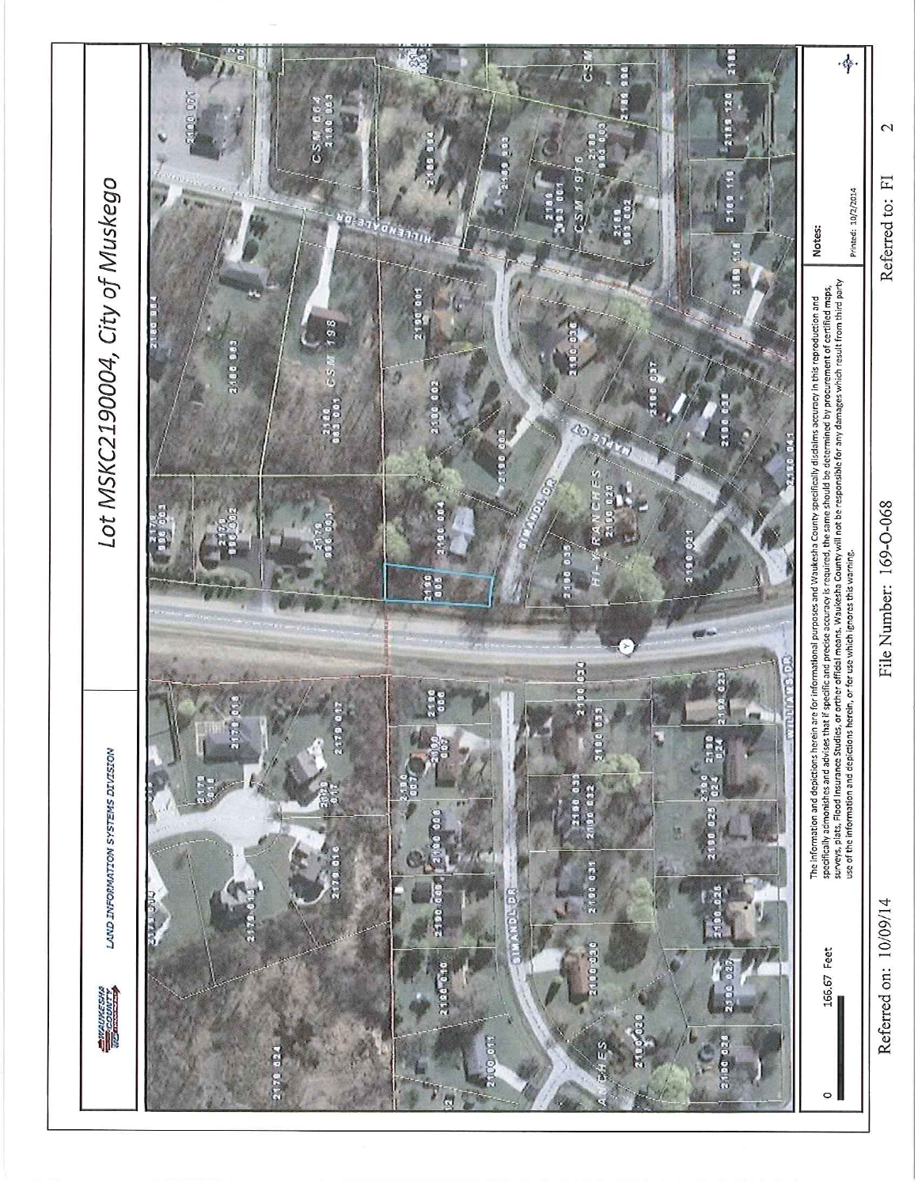# Lot MSKC2190004, City of Muskego

WAUKESHA COUNTY

LAND INFORMATION SYSTEMS DIVISION

0 166.67 Feet

The information and depictions herein are for informational purposes and Waukesha County specifically disclaims accuracy in this reproduction and specifically admonishes and advises that if specific and precise accuracy is required, the same should be determined by procurement of certified maps, surveys, plats, Flood Insurance Studies, or other official means. Waukesha County will not be responsible for any damages which result from third party use of the information and depictions herein, or for use which ignores this warning.

Notes:

Printed: 10/2/2014

Referred on: 10/09/14 File Number: 169-O-068 Referred to: FI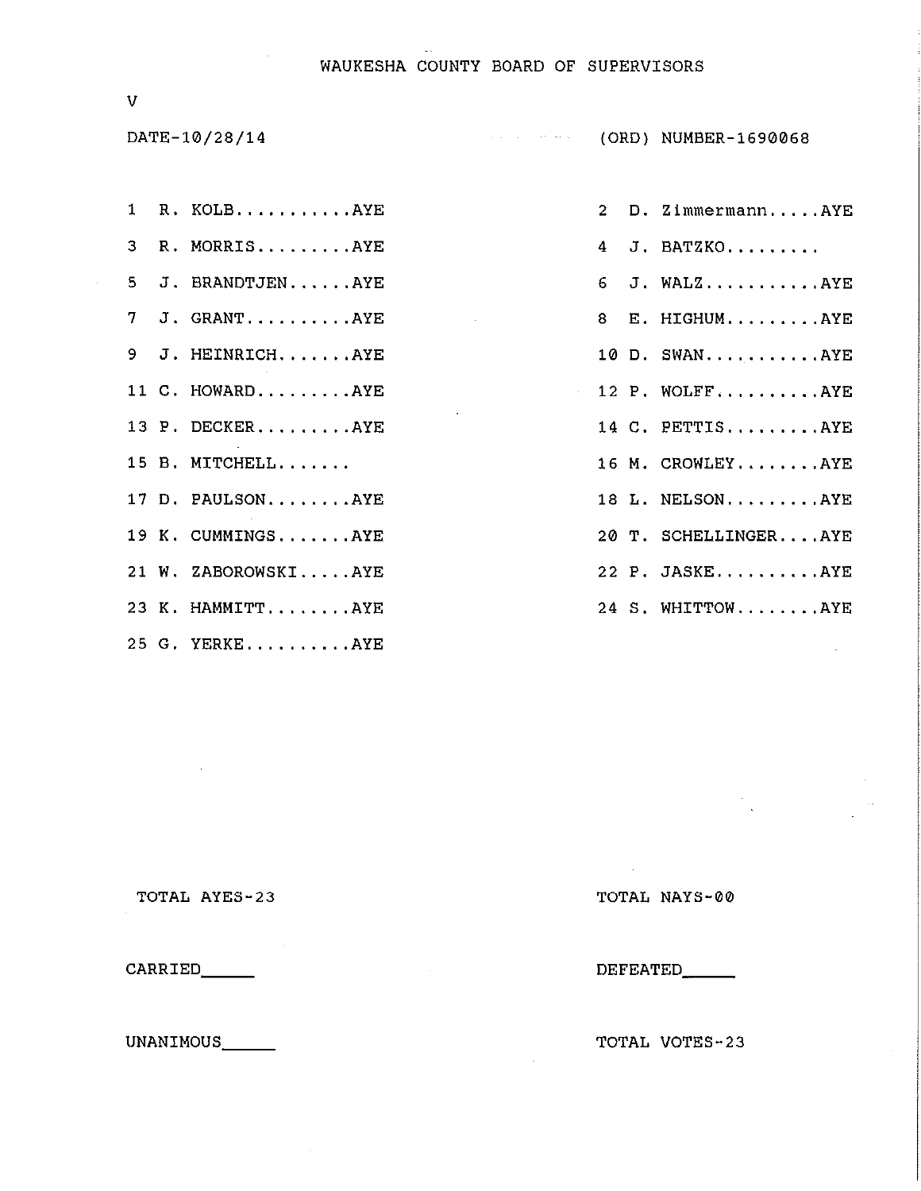# WAUKESHA COUNTY BOARD OF SUPERVISORS

V

DATE-10/28/14 (ORD) NUMBER-1690068

| | |
|---|---|
| 1 R. KOLB...........AYE | 2 D. Zimmermann.....AYE |
| 3 R. MORRIS.........AYE | 4 J. BATZKO......... |
| 5 J. BRANDTJEN......AYE | 6 J. WALZ...........AYE |
| 7 J. GRANT..........AYE | 8 E. HIGHUM.........AYE |
| 9 J. HEINRICH.......AYE | 10 D. SWAN...........AYE |
| 11 C. HOWARD.........AYE | 12 P. WOLFF..........AYE |
| 13 P. DECKER.........AYE | 14 C. PETTIS.........AYE |
| 15 B. MITCHELL....... | 16 M. CROWLEY........AYE |
| 17 D. PAULSON........AYE | 18 L. NELSON.........AYE |
| 19 K. CUMMINGS.......AYE | 20 T. SCHELLINGER....AYE |
| 21 W. ZABOROWSKI.....AYE | 22 P. JASKE..........AYE |
| 23 K. HAMMITT........AYE | 24 S. WHITTOW........AYE |
| 25 G. YERKE..........AYE | |

TOTAL AYES-23 TOTAL NAYS-00

CARRIED_____ DEFEATED_____

UNANIMOUS_____ TOTAL VOTES-23